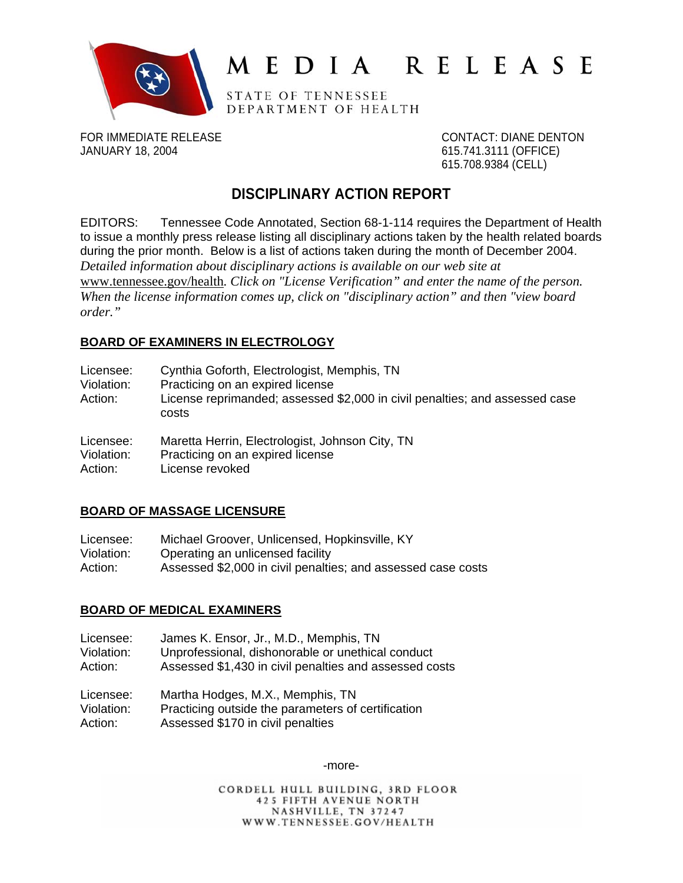# MEDIA RELEASE

STATE OF TENNESSEE
DEPARTMENT OF HEALTH

FOR IMMEDIATE RELEASE
JANUARY 18, 2004

CONTACT: DIANE DENTON
615.741.3111 (OFFICE)
615.708.9384 (CELL)

## DISCIPLINARY ACTION REPORT

EDITORS: Tennessee Code Annotated, Section 68-1-114 requires the Department of Health to issue a monthly press release listing all disciplinary actions taken by the health related boards during the prior month. Below is a list of actions taken during the month of December 2004. *Detailed information about disciplinary actions is available on our web site at* www.tennessee.gov/health*. Click on "License Verification" and enter the name of the person. When the license information comes up, click on "disciplinary action" and then "view board order."*

### BOARD OF EXAMINERS IN ELECTROLOGY

Licensee: Cynthia Goforth, Electrologist, Memphis, TN
Violation: Practicing on an expired license
Action: License reprimanded; assessed $2,000 in civil penalties; and assessed case costs

Licensee: Maretta Herrin, Electrologist, Johnson City, TN
Violation: Practicing on an expired license
Action: License revoked

### BOARD OF MASSAGE LICENSURE

Licensee: Michael Groover, Unlicensed, Hopkinsville, KY
Violation: Operating an unlicensed facility
Action: Assessed $2,000 in civil penalties; and assessed case costs

### BOARD OF MEDICAL EXAMINERS

Licensee: James K. Ensor, Jr., M.D., Memphis, TN
Violation: Unprofessional, dishonorable or unethical conduct
Action: Assessed $1,430 in civil penalties and assessed costs

Licensee: Martha Hodges, M.X., Memphis, TN
Violation: Practicing outside the parameters of certification
Action: Assessed $170 in civil penalties

-more-

CORDELL HULL BUILDING, 3RD FLOOR
425 FIFTH AVENUE NORTH
NASHVILLE, TN 37247
WWW.TENNESSEE.GOV/HEALTH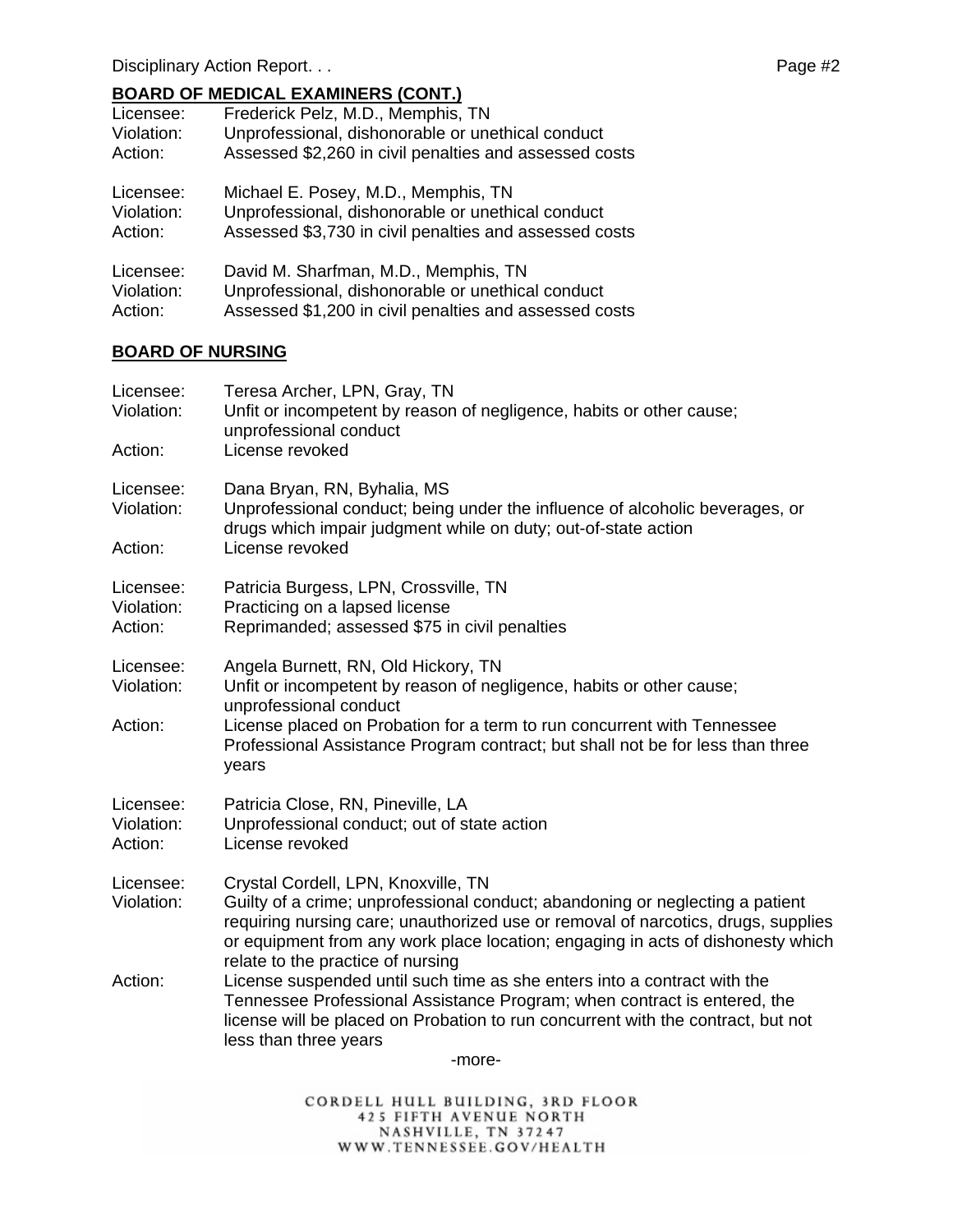## BOARD OF MEDICAL EXAMINERS (CONT.)

Licensee: Frederick Pelz, M.D., Memphis, TN
Violation: Unprofessional, dishonorable or unethical conduct
Action: Assessed $2,260 in civil penalties and assessed costs

Licensee: Michael E. Posey, M.D., Memphis, TN
Violation: Unprofessional, dishonorable or unethical conduct
Action: Assessed $3,730 in civil penalties and assessed costs

Licensee: David M. Sharfman, M.D., Memphis, TN
Violation: Unprofessional, dishonorable or unethical conduct
Action: Assessed $1,200 in civil penalties and assessed costs

## BOARD OF NURSING

Licensee: Teresa Archer, LPN, Gray, TN
Violation: Unfit or incompetent by reason of negligence, habits or other cause; unprofessional conduct
Action: License revoked

Licensee: Dana Bryan, RN, Byhalia, MS
Violation: Unprofessional conduct; being under the influence of alcoholic beverages, or drugs which impair judgment while on duty; out-of-state action
Action: License revoked

Licensee: Patricia Burgess, LPN, Crossville, TN
Violation: Practicing on a lapsed license
Action: Reprimanded; assessed $75 in civil penalties

Licensee: Angela Burnett, RN, Old Hickory, TN
Violation: Unfit or incompetent by reason of negligence, habits or other cause; unprofessional conduct
Action: License placed on Probation for a term to run concurrent with Tennessee Professional Assistance Program contract; but shall not be for less than three years

Licensee: Patricia Close, RN, Pineville, LA
Violation: Unprofessional conduct; out of state action
Action: License revoked

Licensee: Crystal Cordell, LPN, Knoxville, TN
Violation: Guilty of a crime; unprofessional conduct; abandoning or neglecting a patient requiring nursing care; unauthorized use or removal of narcotics, drugs, supplies or equipment from any work place location; engaging in acts of dishonesty which relate to the practice of nursing
Action: License suspended until such time as she enters into a contract with the Tennessee Professional Assistance Program; when contract is entered, the license will be placed on Probation to run concurrent with the contract, but not less than three years

-more-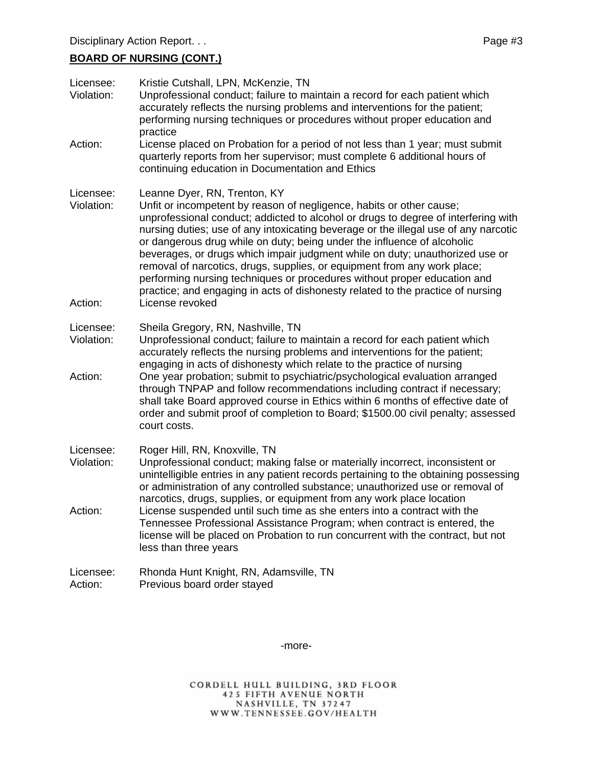**BOARD OF NURSING (CONT.)**

Licensee: Kristie Cutshall, LPN, McKenzie, TN
Violation: Unprofessional conduct; failure to maintain a record for each patient which accurately reflects the nursing problems and interventions for the patient; performing nursing techniques or procedures without proper education and practice
Action: License placed on Probation for a period of not less than 1 year; must submit quarterly reports from her supervisor; must complete 6 additional hours of continuing education in Documentation and Ethics

Licensee: Leanne Dyer, RN, Trenton, KY
Violation: Unfit or incompetent by reason of negligence, habits or other cause; unprofessional conduct; addicted to alcohol or drugs to degree of interfering with nursing duties; use of any intoxicating beverage or the illegal use of any narcotic or dangerous drug while on duty; being under the influence of alcoholic beverages, or drugs which impair judgment while on duty; unauthorized use or removal of narcotics, drugs, supplies, or equipment from any work place; performing nursing techniques or procedures without proper education and practice; and engaging in acts of dishonesty related to the practice of nursing
Action: License revoked

Licensee: Sheila Gregory, RN, Nashville, TN
Violation: Unprofessional conduct; failure to maintain a record for each patient which accurately reflects the nursing problems and interventions for the patient; engaging in acts of dishonesty which relate to the practice of nursing
Action: One year probation; submit to psychiatric/psychological evaluation arranged through TNPAP and follow recommendations including contract if necessary; shall take Board approved course in Ethics within 6 months of effective date of order and submit proof of completion to Board; $1500.00 civil penalty; assessed court costs.

Licensee: Roger Hill, RN, Knoxville, TN
Violation: Unprofessional conduct; making false or materially incorrect, inconsistent or unintelligible entries in any patient records pertaining to the obtaining possessing or administration of any controlled substance; unauthorized use or removal of narcotics, drugs, supplies, or equipment from any work place location
Action: License suspended until such time as she enters into a contract with the Tennessee Professional Assistance Program; when contract is entered, the license will be placed on Probation to run concurrent with the contract, but not less than three years

Licensee: Rhonda Hunt Knight, RN, Adamsville, TN
Action: Previous board order stayed

-more-

CORDELL HULL BUILDING, 3RD FLOOR
425 FIFTH AVENUE NORTH
NASHVILLE, TN 37247
WWW.TENNESSEE.GOV/HEALTH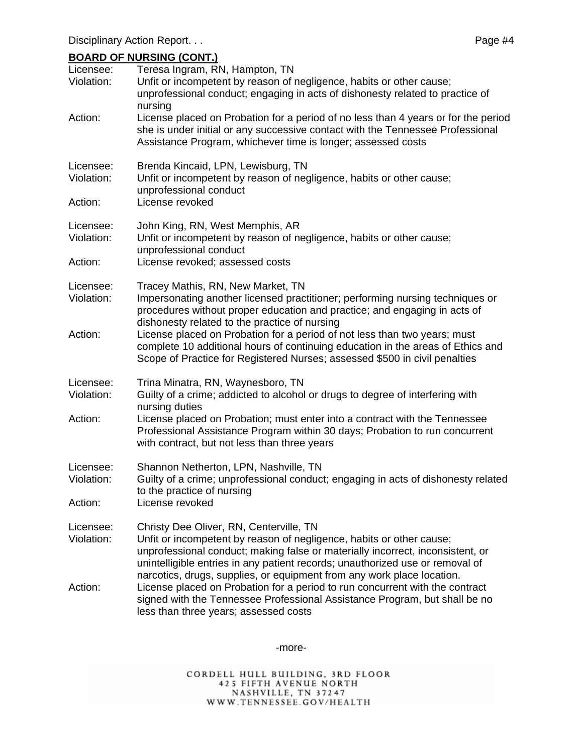## BOARD OF NURSING (CONT.)

Licensee: Teresa Ingram, RN, Hampton, TN
Violation: Unfit or incompetent by reason of negligence, habits or other cause; unprofessional conduct; engaging in acts of dishonesty related to practice of nursing
Action: License placed on Probation for a period of no less than 4 years or for the period she is under initial or any successive contact with the Tennessee Professional Assistance Program, whichever time is longer; assessed costs

Licensee: Brenda Kincaid, LPN, Lewisburg, TN
Violation: Unfit or incompetent by reason of negligence, habits or other cause; unprofessional conduct
Action: License revoked

Licensee: John King, RN, West Memphis, AR
Violation: Unfit or incompetent by reason of negligence, habits or other cause; unprofessional conduct
Action: License revoked; assessed costs

Licensee: Tracey Mathis, RN, New Market, TN
Violation: Impersonating another licensed practitioner; performing nursing techniques or procedures without proper education and practice; and engaging in acts of dishonesty related to the practice of nursing
Action: License placed on Probation for a period of not less than two years; must complete 10 additional hours of continuing education in the areas of Ethics and Scope of Practice for Registered Nurses; assessed $500 in civil penalties

Licensee: Trina Minatra, RN, Waynesboro, TN
Violation: Guilty of a crime; addicted to alcohol or drugs to degree of interfering with nursing duties
Action: License placed on Probation; must enter into a contract with the Tennessee Professional Assistance Program within 30 days; Probation to run concurrent with contract, but not less than three years

Licensee: Shannon Netherton, LPN, Nashville, TN
Violation: Guilty of a crime; unprofessional conduct; engaging in acts of dishonesty related to the practice of nursing
Action: License revoked

Licensee: Christy Dee Oliver, RN, Centerville, TN
Violation: Unfit or incompetent by reason of negligence, habits or other cause; unprofessional conduct; making false or materially incorrect, inconsistent, or unintelligible entries in any patient records; unauthorized use or removal of narcotics, drugs, supplies, or equipment from any work place location.
Action: License placed on Probation for a period to run concurrent with the contract signed with the Tennessee Professional Assistance Program, but shall be no less than three years; assessed costs

-more-

CORDELL HULL BUILDING, 3RD FLOOR
425 FIFTH AVENUE NORTH
NASHVILLE, TN 37247
WWW.TENNESSEE.GOV/HEALTH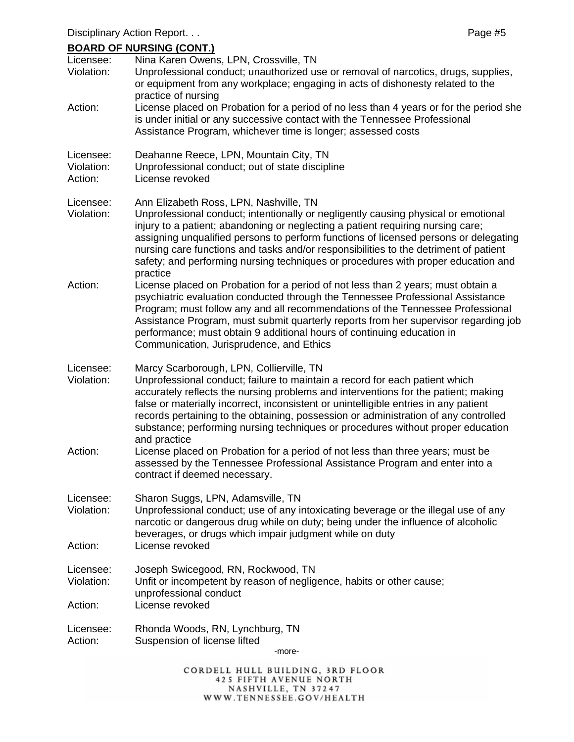## BOARD OF NURSING (CONT.)

Licensee: Nina Karen Owens, LPN, Crossville, TN
Violation: Unprofessional conduct; unauthorized use or removal of narcotics, drugs, supplies, or equipment from any workplace; engaging in acts of dishonesty related to the practice of nursing
Action: License placed on Probation for a period of no less than 4 years or for the period she is under initial or any successive contact with the Tennessee Professional Assistance Program, whichever time is longer; assessed costs

Licensee: Deahanne Reece, LPN, Mountain City, TN
Violation: Unprofessional conduct; out of state discipline
Action: License revoked

Licensee: Ann Elizabeth Ross, LPN, Nashville, TN
Violation: Unprofessional conduct; intentionally or negligently causing physical or emotional injury to a patient; abandoning or neglecting a patient requiring nursing care; assigning unqualified persons to perform functions of licensed persons or delegating nursing care functions and tasks and/or responsibilities to the detriment of patient safety; and performing nursing techniques or procedures with proper education and practice
Action: License placed on Probation for a period of not less than 2 years; must obtain a psychiatric evaluation conducted through the Tennessee Professional Assistance Program; must follow any and all recommendations of the Tennessee Professional Assistance Program, must submit quarterly reports from her supervisor regarding job performance; must obtain 9 additional hours of continuing education in Communication, Jurisprudence, and Ethics

Licensee: Marcy Scarborough, LPN, Collierville, TN
Violation: Unprofessional conduct; failure to maintain a record for each patient which accurately reflects the nursing problems and interventions for the patient; making false or materially incorrect, inconsistent or unintelligible entries in any patient records pertaining to the obtaining, possession or administration of any controlled substance; performing nursing techniques or procedures without proper education and practice
Action: License placed on Probation for a period of not less than three years; must be assessed by the Tennessee Professional Assistance Program and enter into a contract if deemed necessary.

Licensee: Sharon Suggs, LPN, Adamsville, TN
Violation: Unprofessional conduct; use of any intoxicating beverage or the illegal use of any narcotic or dangerous drug while on duty; being under the influence of alcoholic beverages, or drugs which impair judgment while on duty
Action: License revoked

Licensee: Joseph Swicegood, RN, Rockwood, TN
Violation: Unfit or incompetent by reason of negligence, habits or other cause; unprofessional conduct
Action: License revoked

Licensee: Rhonda Woods, RN, Lynchburg, TN
Action: Suspension of license lifted

-more-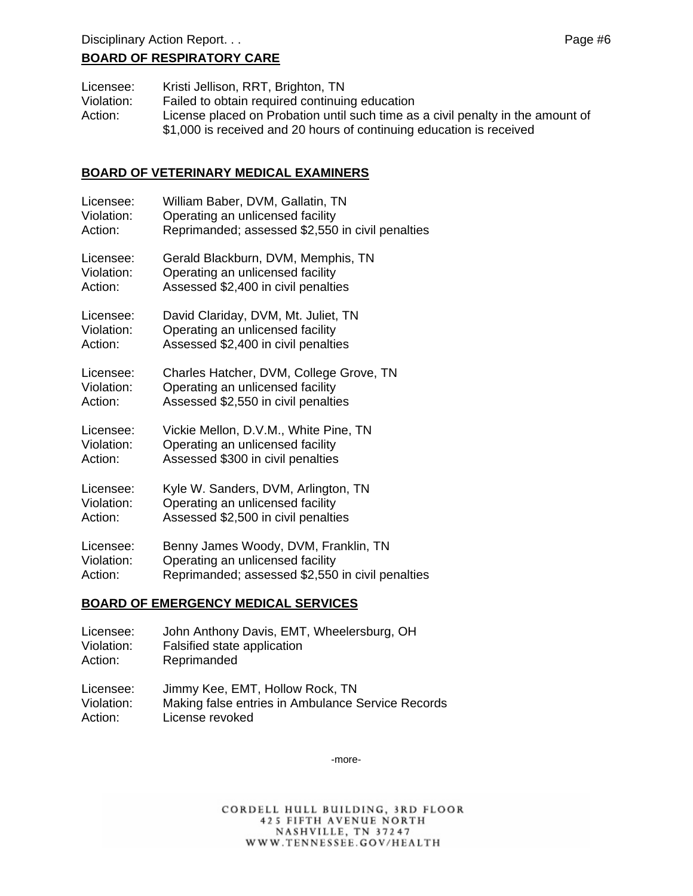## BOARD OF RESPIRATORY CARE

Licensee: Kristi Jellison, RRT, Brighton, TN
Violation: Failed to obtain required continuing education
Action: License placed on Probation until such time as a civil penalty in the amount of $1,000 is received and 20 hours of continuing education is received

## BOARD OF VETERINARY MEDICAL EXAMINERS

Licensee: William Baber, DVM, Gallatin, TN
Violation: Operating an unlicensed facility
Action: Reprimanded; assessed $2,550 in civil penalties

Licensee: Gerald Blackburn, DVM, Memphis, TN
Violation: Operating an unlicensed facility
Action: Assessed $2,400 in civil penalties

Licensee: David Clariday, DVM, Mt. Juliet, TN
Violation: Operating an unlicensed facility
Action: Assessed $2,400 in civil penalties

Licensee: Charles Hatcher, DVM, College Grove, TN
Violation: Operating an unlicensed facility
Action: Assessed $2,550 in civil penalties

Licensee: Vickie Mellon, D.V.M., White Pine, TN
Violation: Operating an unlicensed facility
Action: Assessed $300 in civil penalties

Licensee: Kyle W. Sanders, DVM, Arlington, TN
Violation: Operating an unlicensed facility
Action: Assessed $2,500 in civil penalties

Licensee: Benny James Woody, DVM, Franklin, TN
Violation: Operating an unlicensed facility
Action: Reprimanded; assessed $2,550 in civil penalties

## BOARD OF EMERGENCY MEDICAL SERVICES

Licensee: John Anthony Davis, EMT, Wheelersburg, OH
Violation: Falsified state application
Action: Reprimanded

Licensee: Jimmy Kee, EMT, Hollow Rock, TN
Violation: Making false entries in Ambulance Service Records
Action: License revoked

-more-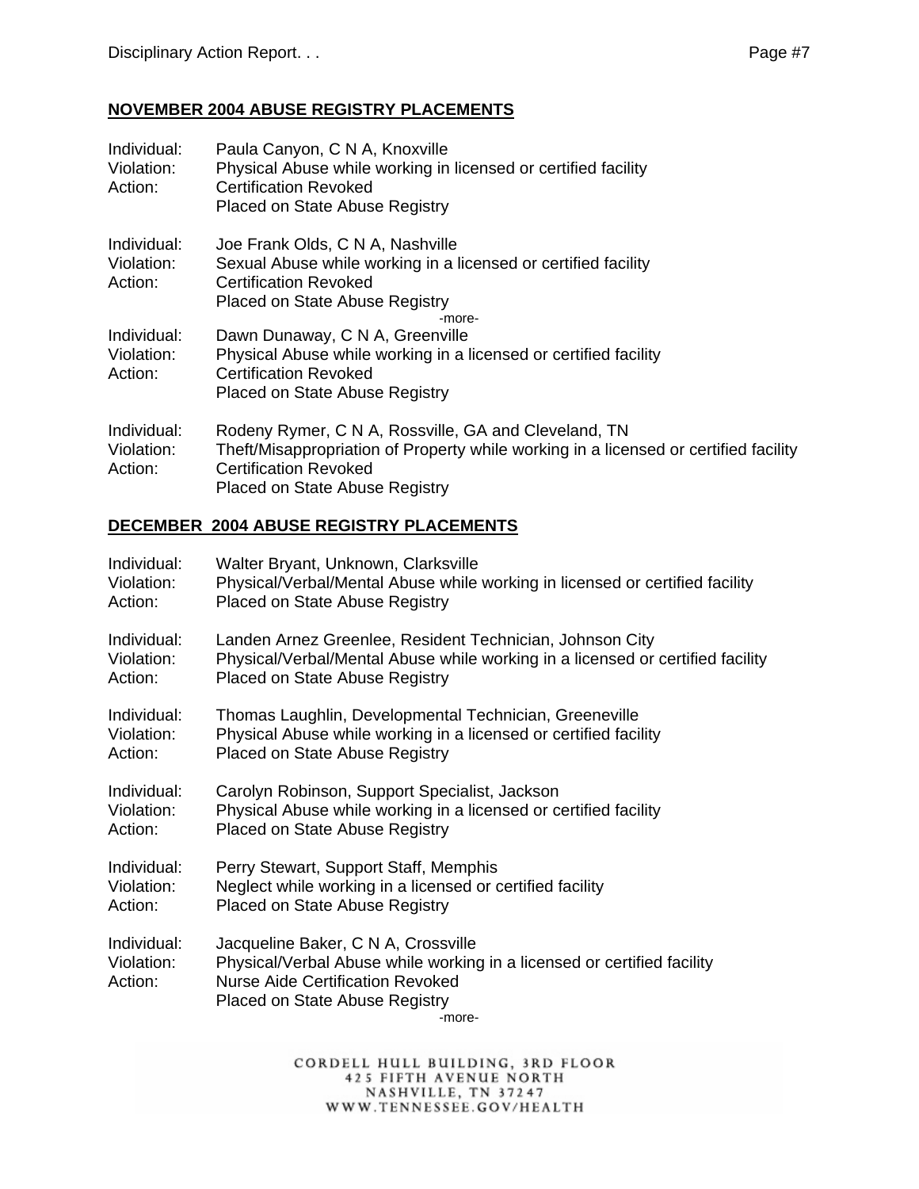## NOVEMBER 2004 ABUSE REGISTRY PLACEMENTS

Individual: Paula Canyon, C N A, Knoxville
Violation: Physical Abuse while working in licensed or certified facility
Action: Certification Revoked
Placed on State Abuse Registry

Individual: Joe Frank Olds, C N A, Nashville
Violation: Sexual Abuse while working in a licensed or certified facility
Action: Certification Revoked
Placed on State Abuse Registry

-more-

Individual: Dawn Dunaway, C N A, Greenville
Violation: Physical Abuse while working in a licensed or certified facility
Action: Certification Revoked
Placed on State Abuse Registry

Individual: Rodeny Rymer, C N A, Rossville, GA and Cleveland, TN
Violation: Theft/Misappropriation of Property while working in a licensed or certified facility
Action: Certification Revoked
Placed on State Abuse Registry

## DECEMBER 2004 ABUSE REGISTRY PLACEMENTS

Individual: Walter Bryant, Unknown, Clarksville
Violation: Physical/Verbal/Mental Abuse while working in licensed or certified facility
Action: Placed on State Abuse Registry

Individual: Landen Arnez Greenlee, Resident Technician, Johnson City
Violation: Physical/Verbal/Mental Abuse while working in a licensed or certified facility
Action: Placed on State Abuse Registry

Individual: Thomas Laughlin, Developmental Technician, Greeneville
Violation: Physical Abuse while working in a licensed or certified facility
Action: Placed on State Abuse Registry

Individual: Carolyn Robinson, Support Specialist, Jackson
Violation: Physical Abuse while working in a licensed or certified facility
Action: Placed on State Abuse Registry

Individual: Perry Stewart, Support Staff, Memphis
Violation: Neglect while working in a licensed or certified facility
Action: Placed on State Abuse Registry

Individual: Jacqueline Baker, C N A, Crossville
Violation: Physical/Verbal Abuse while working in a licensed or certified facility
Action: Nurse Aide Certification Revoked
Placed on State Abuse Registry

-more-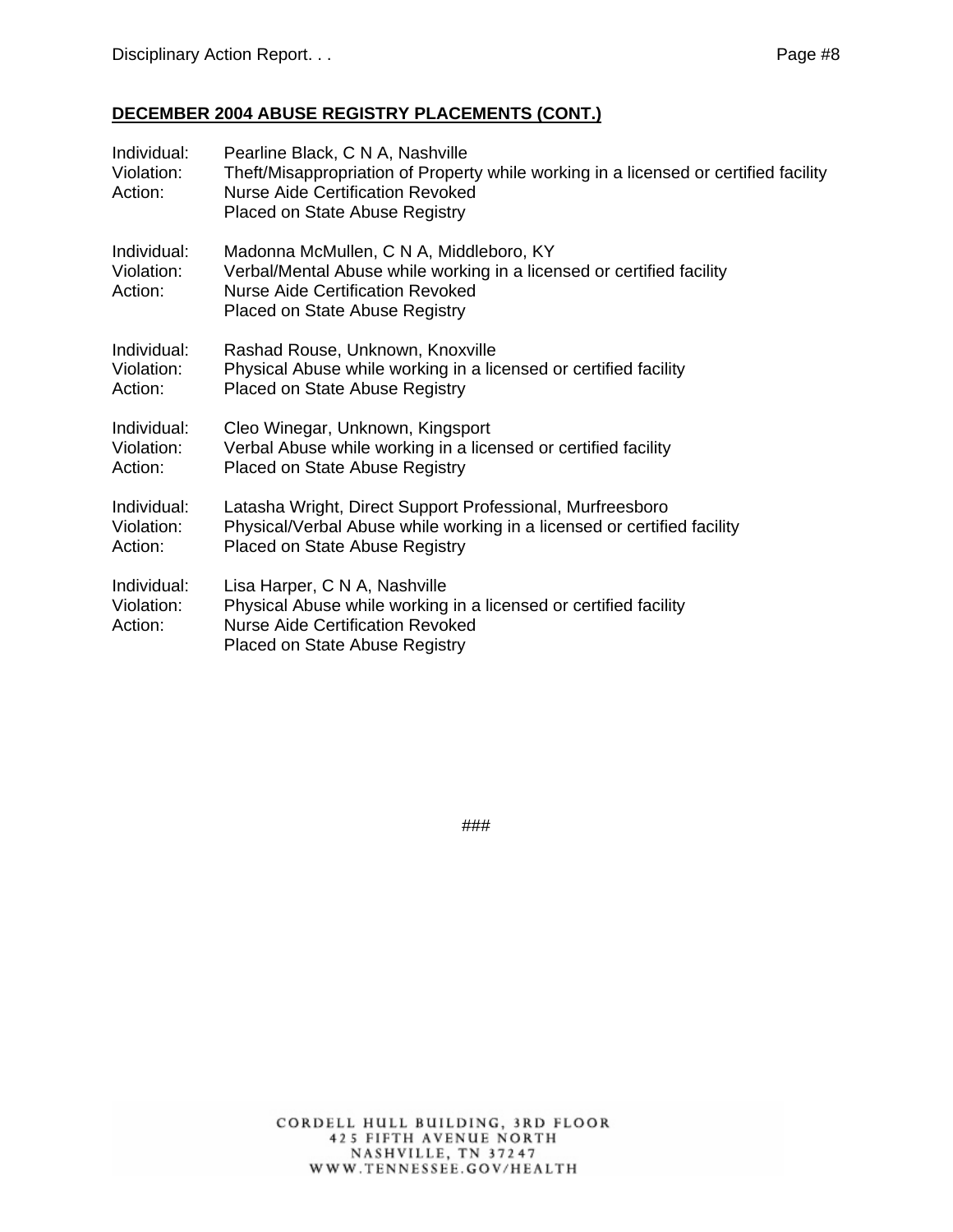**DECEMBER 2004 ABUSE REGISTRY PLACEMENTS (CONT.)**

Individual: Pearline Black, C N A, Nashville
Violation: Theft/Misappropriation of Property while working in a licensed or certified facility
Action: Nurse Aide Certification Revoked
Placed on State Abuse Registry

Individual: Madonna McMullen, C N A, Middleboro, KY
Violation: Verbal/Mental Abuse while working in a licensed or certified facility
Action: Nurse Aide Certification Revoked
Placed on State Abuse Registry

Individual: Rashad Rouse, Unknown, Knoxville
Violation: Physical Abuse while working in a licensed or certified facility
Action: Placed on State Abuse Registry

Individual: Cleo Winegar, Unknown, Kingsport
Violation: Verbal Abuse while working in a licensed or certified facility
Action: Placed on State Abuse Registry

Individual: Latasha Wright, Direct Support Professional, Murfreesboro
Violation: Physical/Verbal Abuse while working in a licensed or certified facility
Action: Placed on State Abuse Registry

Individual: Lisa Harper, C N A, Nashville
Violation: Physical Abuse while working in a licensed or certified facility
Action: Nurse Aide Certification Revoked
Placed on State Abuse Registry

###

CORDELL HULL BUILDING, 3RD FLOOR
425 FIFTH AVENUE NORTH
NASHVILLE, TN 37247
WWW.TENNESSEE.GOV/HEALTH